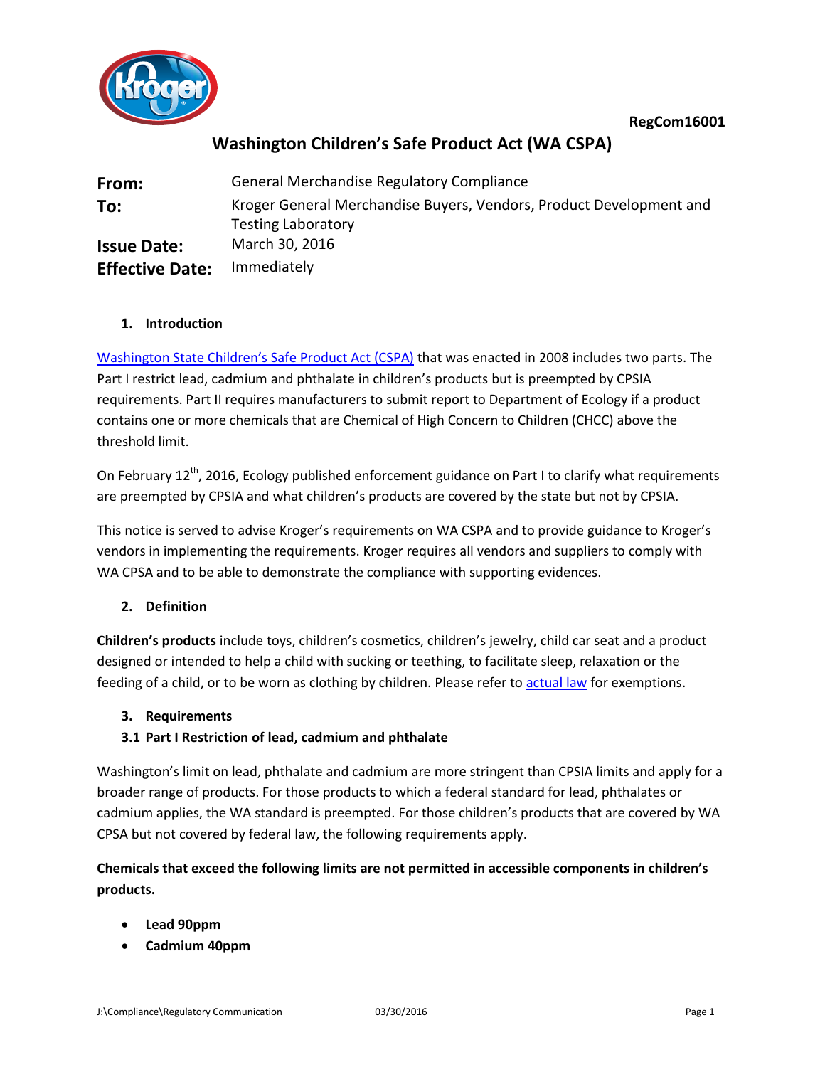RegCom16001

# Washington Children's Safe Product Act (WA CSPA)

| | |
|---|---|
| **From:** | General Merchandise Regulatory Compliance |
| **To:** | Kroger General Merchandise Buyers, Vendors, Product Development and Testing Laboratory |
| **Issue Date:** | March 30, 2016 |
| **Effective Date:** | Immediately |

## 1. Introduction

[Washington State Children's Safe Product Act (CSPA)](#) that was enacted in 2008 includes two parts. The Part I restrict lead, cadmium and phthalate in children's products but is preempted by CPSIA requirements. Part II requires manufacturers to submit report to Department of Ecology if a product contains one or more chemicals that are Chemical of High Concern to Children (CHCC) above the threshold limit.

On February 12th, 2016, Ecology published enforcement guidance on Part I to clarify what requirements are preempted by CPSIA and what children's products are covered by the state but not by CPSIA.

This notice is served to advise Kroger's requirements on WA CSPA and to provide guidance to Kroger's vendors in implementing the requirements. Kroger requires all vendors and suppliers to comply with WA CPSA and to be able to demonstrate the compliance with supporting evidences.

## 2. Definition

**Children's products** include toys, children's cosmetics, children's jewelry, child car seat and a product designed or intended to help a child with sucking or teething, to facilitate sleep, relaxation or the feeding of a child, or to be worn as clothing by children. Please refer to [actual law](#) for exemptions.

## 3. Requirements

### 3.1 Part I Restriction of lead, cadmium and phthalate

Washington's limit on lead, phthalate and cadmium are more stringent than CPSIA limits and apply for a broader range of products. For those products to which a federal standard for lead, phthalates or cadmium applies, the WA standard is preempted. For those children's products that are covered by WA CPSA but not covered by federal law, the following requirements apply.

**Chemicals that exceed the following limits are not permitted in accessible components in children's products.**

- **Lead 90ppm**
- **Cadmium 40ppm**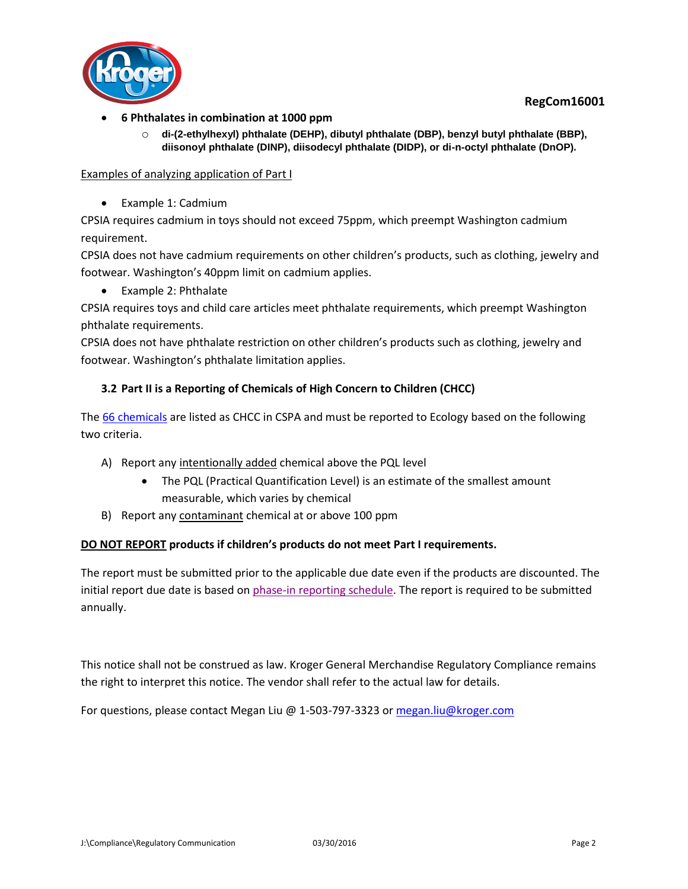- **6 Phthalates in combination at 1000 ppm**
  - **di-(2-ethylhexyl) phthalate (DEHP), dibutyl phthalate (DBP), benzyl butyl phthalate (BBP), diisonoyl phthalate (DINP), diisodecyl phthalate (DIDP), or di-n-octyl phthalate (DnOP).**

Examples of analyzing application of Part I

- Example 1: Cadmium

CPSIA requires cadmium in toys should not exceed 75ppm, which preempt Washington cadmium requirement.

CPSIA does not have cadmium requirements on other children's products, such as clothing, jewelry and footwear. Washington's 40ppm limit on cadmium applies.

- Example 2: Phthalate

CPSIA requires toys and child care articles meet phthalate requirements, which preempt Washington phthalate requirements.

CPSIA does not have phthalate restriction on other children's products such as clothing, jewelry and footwear. Washington's phthalate limitation applies.

### 3.2 Part II is a Reporting of Chemicals of High Concern to Children (CHCC)

The 66 chemicals are listed as CHCC in CSPA and must be reported to Ecology based on the following two criteria.

A) Report any intentionally added chemical above the PQL level
   - The PQL (Practical Quantification Level) is an estimate of the smallest amount measurable, which varies by chemical

B) Report any contaminant chemical at or above 100 ppm

**DO NOT REPORT products if children's products do not meet Part I requirements.**

The report must be submitted prior to the applicable due date even if the products are discounted. The initial report due date is based on phase-in reporting schedule. The report is required to be submitted annually.

This notice shall not be construed as law. Kroger General Merchandise Regulatory Compliance remains the right to interpret this notice. The vendor shall refer to the actual law for details.

For questions, please contact Megan Liu @ 1-503-797-3323 or megan.liu@kroger.com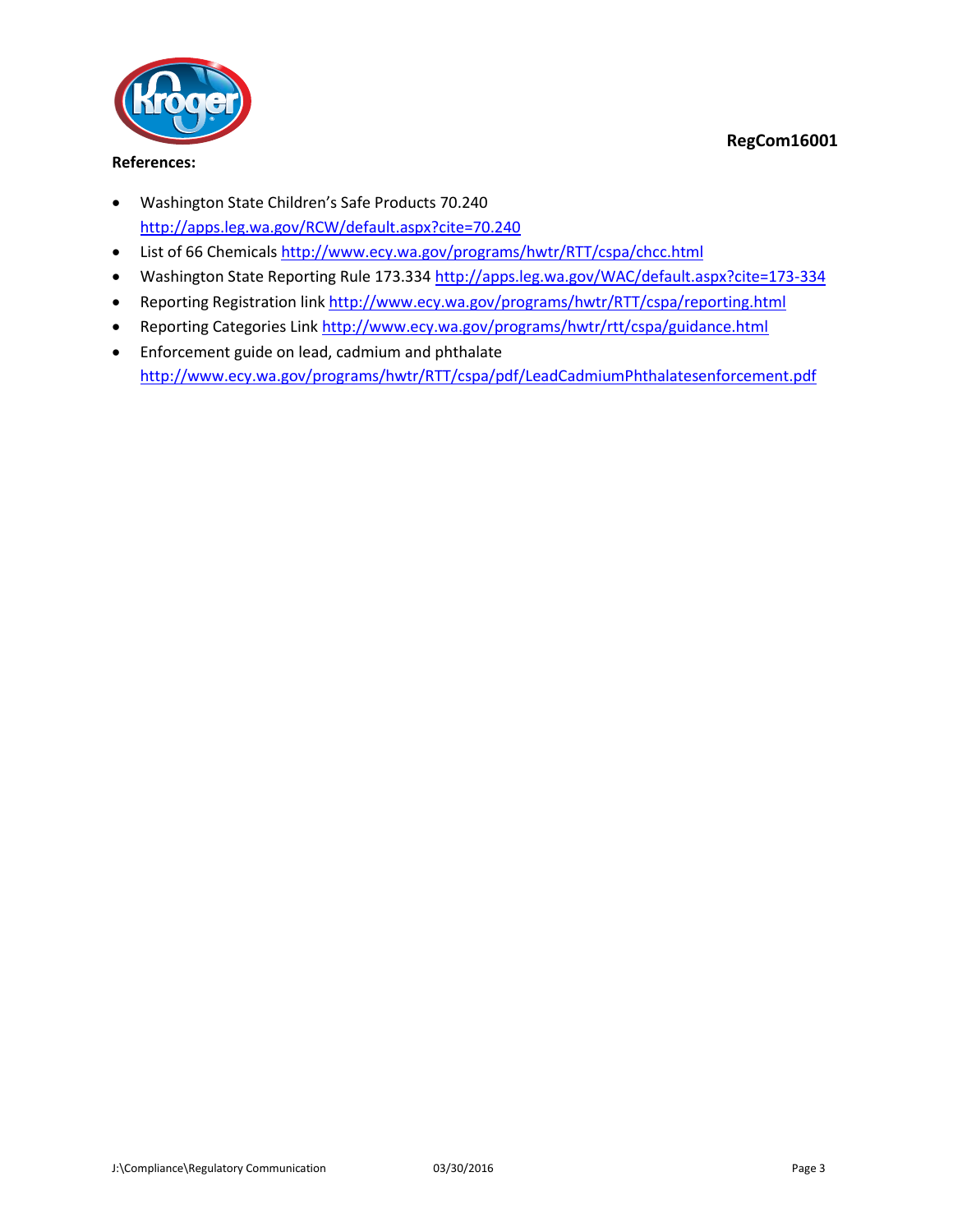RegCom16001

**References:**

- Washington State Children's Safe Products 70.240 http://apps.leg.wa.gov/RCW/default.aspx?cite=70.240
- List of 66 Chemicals http://www.ecy.wa.gov/programs/hwtr/RTT/cspa/chcc.html
- Washington State Reporting Rule 173.334 http://apps.leg.wa.gov/WAC/default.aspx?cite=173-334
- Reporting Registration link http://www.ecy.wa.gov/programs/hwtr/RTT/cspa/reporting.html
- Reporting Categories Link http://www.ecy.wa.gov/programs/hwtr/rtt/cspa/guidance.html
- Enforcement guide on lead, cadmium and phthalate http://www.ecy.wa.gov/programs/hwtr/RTT/cspa/pdf/LeadCadmiumPhthalatesenforcement.pdf